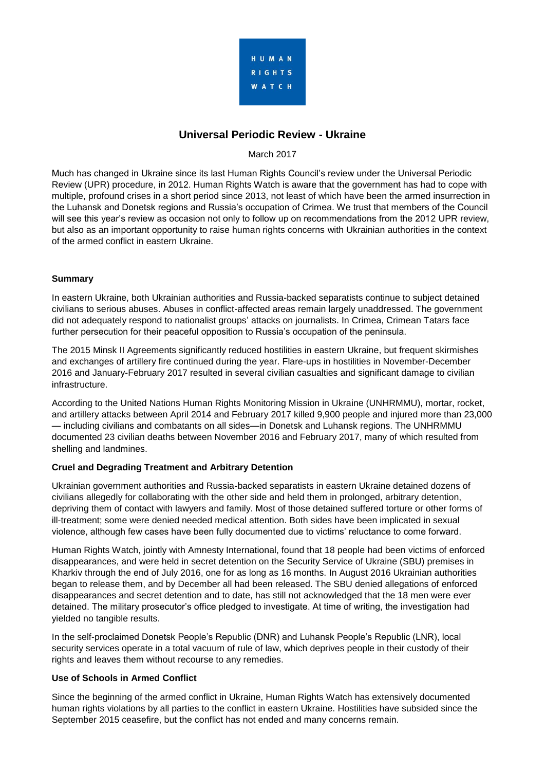# Universal Periodic Review - Ukraine

March 2017

Much has changed in Ukraine since its last Human Rights Council's review under the Universal Periodic Review (UPR) procedure, in 2012. Human Rights Watch is aware that the government has had to cope with multiple, profound crises in a short period since 2013, not least of which have been the armed insurrection in the Luhansk and Donetsk regions and Russia's occupation of Crimea. We trust that members of the Council will see this year's review as occasion not only to follow up on recommendations from the 2012 UPR review, but also as an important opportunity to raise human rights concerns with Ukrainian authorities in the context of the armed conflict in eastern Ukraine.

## Summary

In eastern Ukraine, both Ukrainian authorities and Russia-backed separatists continue to subject detained civilians to serious abuses. Abuses in conflict-affected areas remain largely unaddressed. The government did not adequately respond to nationalist groups' attacks on journalists. In Crimea, Crimean Tatars face further persecution for their peaceful opposition to Russia's occupation of the peninsula.

The 2015 Minsk II Agreements significantly reduced hostilities in eastern Ukraine, but frequent skirmishes and exchanges of artillery fire continued during the year. Flare-ups in hostilities in November-December 2016 and January-February 2017 resulted in several civilian casualties and significant damage to civilian infrastructure.

According to the United Nations Human Rights Monitoring Mission in Ukraine (UNHRMMU), mortar, rocket, and artillery attacks between April 2014 and February 2017 killed 9,900 people and injured more than 23,000 — including civilians and combatants on all sides—in Donetsk and Luhansk regions. The UNHRMMU documented 23 civilian deaths between November 2016 and February 2017, many of which resulted from shelling and landmines.

## Cruel and Degrading Treatment and Arbitrary Detention

Ukrainian government authorities and Russia-backed separatists in eastern Ukraine detained dozens of civilians allegedly for collaborating with the other side and held them in prolonged, arbitrary detention, depriving them of contact with lawyers and family. Most of those detained suffered torture or other forms of ill-treatment; some were denied needed medical attention. Both sides have been implicated in sexual violence, although few cases have been fully documented due to victims' reluctance to come forward.

Human Rights Watch, jointly with Amnesty International, found that 18 people had been victims of enforced disappearances, and were held in secret detention on the Security Service of Ukraine (SBU) premises in Kharkiv through the end of July 2016, one for as long as 16 months. In August 2016 Ukrainian authorities began to release them, and by December all had been released. The SBU denied allegations of enforced disappearances and secret detention and to date, has still not acknowledged that the 18 men were ever detained. The military prosecutor's office pledged to investigate. At time of writing, the investigation had yielded no tangible results.

In the self-proclaimed Donetsk People's Republic (DNR) and Luhansk People's Republic (LNR), local security services operate in a total vacuum of rule of law, which deprives people in their custody of their rights and leaves them without recourse to any remedies.

## Use of Schools in Armed Conflict

Since the beginning of the armed conflict in Ukraine, Human Rights Watch has extensively documented human rights violations by all parties to the conflict in eastern Ukraine. Hostilities have subsided since the September 2015 ceasefire, but the conflict has not ended and many concerns remain.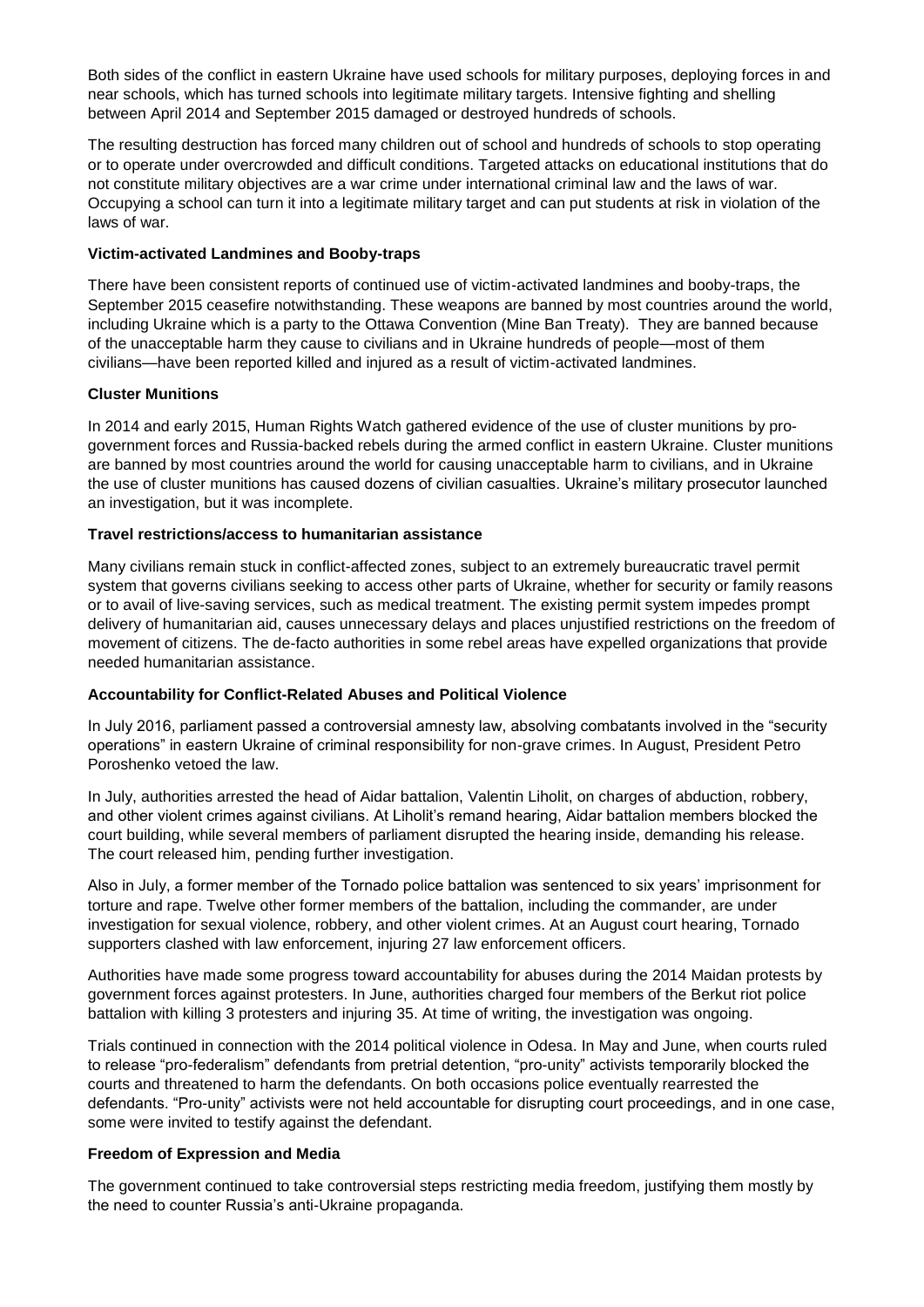Both sides of the conflict in eastern Ukraine have used schools for military purposes, deploying forces in and near schools, which has turned schools into legitimate military targets. Intensive fighting and shelling between April 2014 and September 2015 damaged or destroyed hundreds of schools.

The resulting destruction has forced many children out of school and hundreds of schools to stop operating or to operate under overcrowded and difficult conditions. Targeted attacks on educational institutions that do not constitute military objectives are a war crime under international criminal law and the laws of war. Occupying a school can turn it into a legitimate military target and can put students at risk in violation of the laws of war.

**Victim-activated Landmines and Booby-traps**

There have been consistent reports of continued use of victim-activated landmines and booby-traps, the September 2015 ceasefire notwithstanding. These weapons are banned by most countries around the world, including Ukraine which is a party to the Ottawa Convention (Mine Ban Treaty). They are banned because of the unacceptable harm they cause to civilians and in Ukraine hundreds of people—most of them civilians—have been reported killed and injured as a result of victim-activated landmines.

**Cluster Munitions**

In 2014 and early 2015, Human Rights Watch gathered evidence of the use of cluster munitions by pro-government forces and Russia-backed rebels during the armed conflict in eastern Ukraine. Cluster munitions are banned by most countries around the world for causing unacceptable harm to civilians, and in Ukraine the use of cluster munitions has caused dozens of civilian casualties. Ukraine's military prosecutor launched an investigation, but it was incomplete.

**Travel restrictions/access to humanitarian assistance**

Many civilians remain stuck in conflict-affected zones, subject to an extremely bureaucratic travel permit system that governs civilians seeking to access other parts of Ukraine, whether for security or family reasons or to avail of live-saving services, such as medical treatment. The existing permit system impedes prompt delivery of humanitarian aid, causes unnecessary delays and places unjustified restrictions on the freedom of movement of citizens. The de-facto authorities in some rebel areas have expelled organizations that provide needed humanitarian assistance.

**Accountability for Conflict-Related Abuses and Political Violence**

In July 2016, parliament passed a controversial amnesty law, absolving combatants involved in the "security operations" in eastern Ukraine of criminal responsibility for non-grave crimes. In August, President Petro Poroshenko vetoed the law.

In July, authorities arrested the head of Aidar battalion, Valentin Liholit, on charges of abduction, robbery, and other violent crimes against civilians. At Liholit's remand hearing, Aidar battalion members blocked the court building, while several members of parliament disrupted the hearing inside, demanding his release. The court released him, pending further investigation.

Also in July, a former member of the Tornado police battalion was sentenced to six years' imprisonment for torture and rape. Twelve other former members of the battalion, including the commander, are under investigation for sexual violence, robbery, and other violent crimes. At an August court hearing, Tornado supporters clashed with law enforcement, injuring 27 law enforcement officers.

Authorities have made some progress toward accountability for abuses during the 2014 Maidan protests by government forces against protesters. In June, authorities charged four members of the Berkut riot police battalion with killing 3 protesters and injuring 35. At time of writing, the investigation was ongoing.

Trials continued in connection with the 2014 political violence in Odesa. In May and June, when courts ruled to release "pro-federalism" defendants from pretrial detention, "pro-unity" activists temporarily blocked the courts and threatened to harm the defendants. On both occasions police eventually rearrested the defendants. "Pro-unity" activists were not held accountable for disrupting court proceedings, and in one case, some were invited to testify against the defendant.

**Freedom of Expression and Media**

The government continued to take controversial steps restricting media freedom, justifying them mostly by the need to counter Russia's anti-Ukraine propaganda.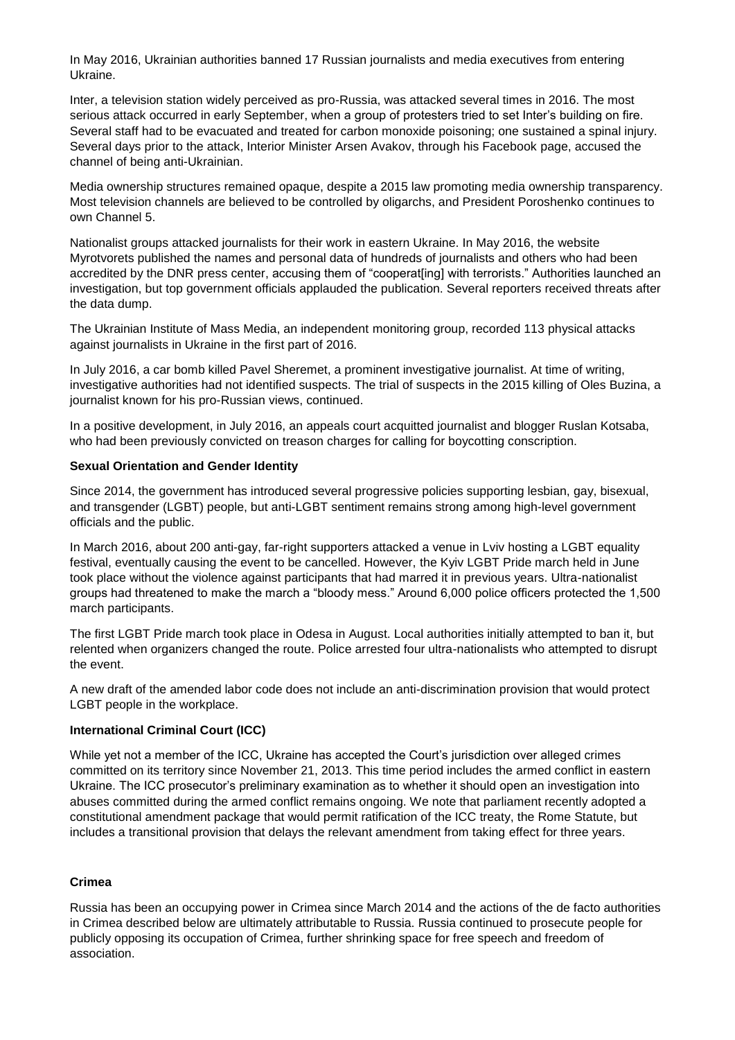In May 2016, Ukrainian authorities banned 17 Russian journalists and media executives from entering Ukraine.

Inter, a television station widely perceived as pro-Russia, was attacked several times in 2016. The most serious attack occurred in early September, when a group of protesters tried to set Inter's building on fire. Several staff had to be evacuated and treated for carbon monoxide poisoning; one sustained a spinal injury. Several days prior to the attack, Interior Minister Arsen Avakov, through his Facebook page, accused the channel of being anti-Ukrainian.

Media ownership structures remained opaque, despite a 2015 law promoting media ownership transparency. Most television channels are believed to be controlled by oligarchs, and President Poroshenko continues to own Channel 5.

Nationalist groups attacked journalists for their work in eastern Ukraine. In May 2016, the website Myrotvorets published the names and personal data of hundreds of journalists and others who had been accredited by the DNR press center, accusing them of "cooperat[ing] with terrorists." Authorities launched an investigation, but top government officials applauded the publication. Several reporters received threats after the data dump.

The Ukrainian Institute of Mass Media, an independent monitoring group, recorded 113 physical attacks against journalists in Ukraine in the first part of 2016.

In July 2016, a car bomb killed Pavel Sheremet, a prominent investigative journalist. At time of writing, investigative authorities had not identified suspects. The trial of suspects in the 2015 killing of Oles Buzina, a journalist known for his pro-Russian views, continued.

In a positive development, in July 2016, an appeals court acquitted journalist and blogger Ruslan Kotsaba, who had been previously convicted on treason charges for calling for boycotting conscription.

**Sexual Orientation and Gender Identity**

Since 2014, the government has introduced several progressive policies supporting lesbian, gay, bisexual, and transgender (LGBT) people, but anti-LGBT sentiment remains strong among high-level government officials and the public.

In March 2016, about 200 anti-gay, far-right supporters attacked a venue in Lviv hosting a LGBT equality festival, eventually causing the event to be cancelled. However, the Kyiv LGBT Pride march held in June took place without the violence against participants that had marred it in previous years. Ultra-nationalist groups had threatened to make the march a "bloody mess." Around 6,000 police officers protected the 1,500 march participants.

The first LGBT Pride march took place in Odesa in August. Local authorities initially attempted to ban it, but relented when organizers changed the route. Police arrested four ultra-nationalists who attempted to disrupt the event.

A new draft of the amended labor code does not include an anti-discrimination provision that would protect LGBT people in the workplace.

**International Criminal Court (ICC)**

While yet not a member of the ICC, Ukraine has accepted the Court's jurisdiction over alleged crimes committed on its territory since November 21, 2013. This time period includes the armed conflict in eastern Ukraine. The ICC prosecutor's preliminary examination as to whether it should open an investigation into abuses committed during the armed conflict remains ongoing. We note that parliament recently adopted a constitutional amendment package that would permit ratification of the ICC treaty, the Rome Statute, but includes a transitional provision that delays the relevant amendment from taking effect for three years.

**Crimea**

Russia has been an occupying power in Crimea since March 2014 and the actions of the de facto authorities in Crimea described below are ultimately attributable to Russia. Russia continued to prosecute people for publicly opposing its occupation of Crimea, further shrinking space for free speech and freedom of association.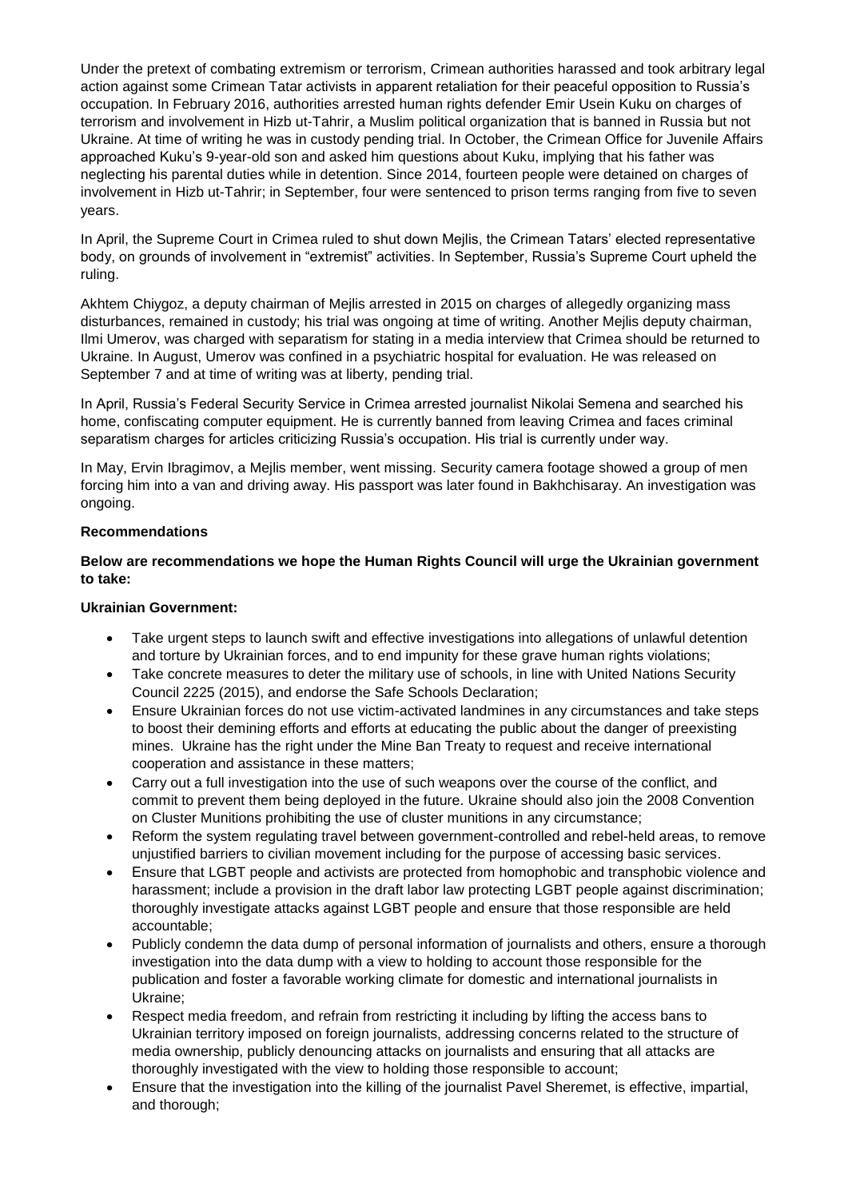Under the pretext of combating extremism or terrorism, Crimean authorities harassed and took arbitrary legal action against some Crimean Tatar activists in apparent retaliation for their peaceful opposition to Russia's occupation. In February 2016, authorities arrested human rights defender Emir Usein Kuku on charges of terrorism and involvement in Hizb ut-Tahrir, a Muslim political organization that is banned in Russia but not Ukraine. At time of writing he was in custody pending trial. In October, the Crimean Office for Juvenile Affairs approached Kuku's 9-year-old son and asked him questions about Kuku, implying that his father was neglecting his parental duties while in detention. Since 2014, fourteen people were detained on charges of involvement in Hizb ut-Tahrir; in September, four were sentenced to prison terms ranging from five to seven years.

In April, the Supreme Court in Crimea ruled to shut down Mejlis, the Crimean Tatars' elected representative body, on grounds of involvement in "extremist" activities. In September, Russia's Supreme Court upheld the ruling.

Akhtem Chiygoz, a deputy chairman of Mejlis arrested in 2015 on charges of allegedly organizing mass disturbances, remained in custody; his trial was ongoing at time of writing. Another Mejlis deputy chairman, Ilmi Umerov, was charged with separatism for stating in a media interview that Crimea should be returned to Ukraine. In August, Umerov was confined in a psychiatric hospital for evaluation. He was released on September 7 and at time of writing was at liberty, pending trial.

In April, Russia's Federal Security Service in Crimea arrested journalist Nikolai Semena and searched his home, confiscating computer equipment. He is currently banned from leaving Crimea and faces criminal separatism charges for articles criticizing Russia's occupation. His trial is currently under way.

In May, Ervin Ibragimov, a Mejlis member, went missing. Security camera footage showed a group of men forcing him into a van and driving away. His passport was later found in Bakhchisaray. An investigation was ongoing.

**Recommendations**

**Below are recommendations we hope the Human Rights Council will urge the Ukrainian government to take:**

**Ukrainian Government:**

- Take urgent steps to launch swift and effective investigations into allegations of unlawful detention and torture by Ukrainian forces, and to end impunity for these grave human rights violations;
- Take concrete measures to deter the military use of schools, in line with United Nations Security Council 2225 (2015), and endorse the Safe Schools Declaration;
- Ensure Ukrainian forces do not use victim-activated landmines in any circumstances and take steps to boost their demining efforts and efforts at educating the public about the danger of preexisting mines. Ukraine has the right under the Mine Ban Treaty to request and receive international cooperation and assistance in these matters;
- Carry out a full investigation into the use of such weapons over the course of the conflict, and commit to prevent them being deployed in the future. Ukraine should also join the 2008 Convention on Cluster Munitions prohibiting the use of cluster munitions in any circumstance;
- Reform the system regulating travel between government-controlled and rebel-held areas, to remove unjustified barriers to civilian movement including for the purpose of accessing basic services.
- Ensure that LGBT people and activists are protected from homophobic and transphobic violence and harassment; include a provision in the draft labor law protecting LGBT people against discrimination; thoroughly investigate attacks against LGBT people and ensure that those responsible are held accountable;
- Publicly condemn the data dump of personal information of journalists and others, ensure a thorough investigation into the data dump with a view to holding to account those responsible for the publication and foster a favorable working climate for domestic and international journalists in Ukraine;
- Respect media freedom, and refrain from restricting it including by lifting the access bans to Ukrainian territory imposed on foreign journalists, addressing concerns related to the structure of media ownership, publicly denouncing attacks on journalists and ensuring that all attacks are thoroughly investigated with the view to holding those responsible to account;
- Ensure that the investigation into the killing of the journalist Pavel Sheremet, is effective, impartial, and thorough;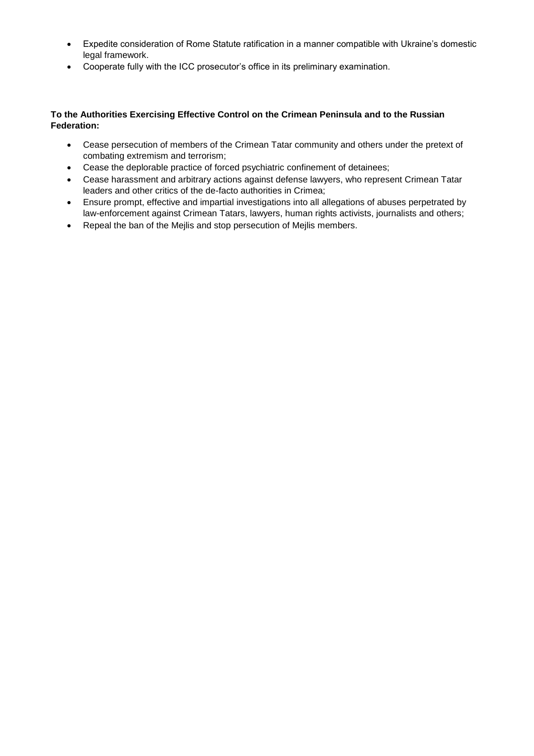- Expedite consideration of Rome Statute ratification in a manner compatible with Ukraine's domestic legal framework.
- Cooperate fully with the ICC prosecutor's office in its preliminary examination.

**To the Authorities Exercising Effective Control on the Crimean Peninsula and to the Russian Federation:**

- Cease persecution of members of the Crimean Tatar community and others under the pretext of combating extremism and terrorism;
- Cease the deplorable practice of forced psychiatric confinement of detainees;
- Cease harassment and arbitrary actions against defense lawyers, who represent Crimean Tatar leaders and other critics of the de-facto authorities in Crimea;
- Ensure prompt, effective and impartial investigations into all allegations of abuses perpetrated by law-enforcement against Crimean Tatars, lawyers, human rights activists, journalists and others;
- Repeal the ban of the Mejlis and stop persecution of Mejlis members.